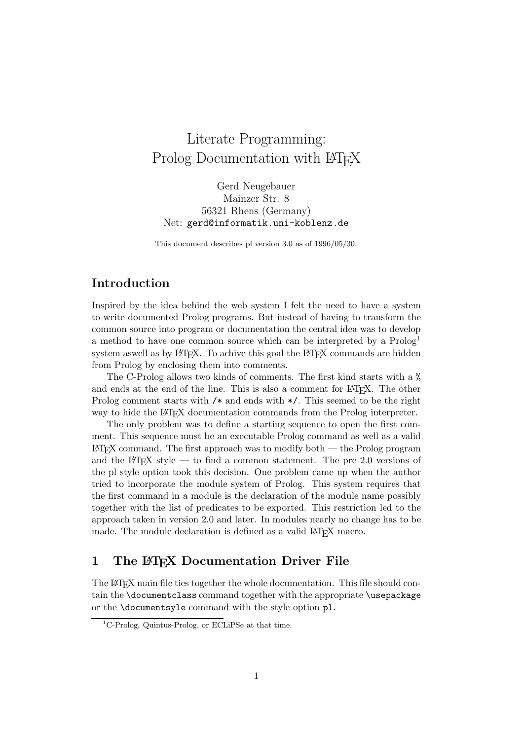# Literate Programming: Prolog Documentation with LaTeX

Gerd Neugebauer
Mainzer Str. 8
56321 Rhens (Germany)
Net: `gerd@informatik.uni-koblenz.de`

This document describes pl version 3.0 as of 1996/05/30.

## Introduction

Inspired by the idea behind the web system I felt the need to have a system to write documented Prolog programs. But instead of having to transform the common source into program or documentation the central idea was to develop a method to have one common source which can be interpreted by a Prolog[1] system aswell as by LaTeX. To achive this goal the LaTeX commands are hidden from Prolog by enclosing them into comments.

The C-Prolog allows two kinds of comments. The first kind starts with a `%` and ends at the end of the line. This is also a comment for LaTeX. The other Prolog comment starts with `/*` and ends with `*/`. This seemed to be the right way to hide the LaTeX documentation commands from the Prolog interpreter.

The only problem was to define a starting sequence to open the first comment. This sequence must be an executable Prolog command as well as a valid LaTeX command. The first approach was to modify both — the Prolog program and the LaTeX style — to find a common statement. The pre 2.0 versions of the pl style option took this decision. One problem came up when the author tried to incorporate the module system of Prolog. This system requires that the first command in a module is the declaration of the module name possibly together with the list of predicates to be exported. This restriction led to the approach taken in version 2.0 and later. In modules nearly no change has to be made. The module declaration is defined as a valid LaTeX macro.

## 1 The LaTeX Documentation Driver File

The LaTeX main file ties together the whole documentation. This file should contain the `\documentclass` command together with the appropriate `\usepackage` or the `\documentsyle` command with the style option `pl`.

[1] C-Prolog, Quintus-Prolog, or ECLiPSe at that time.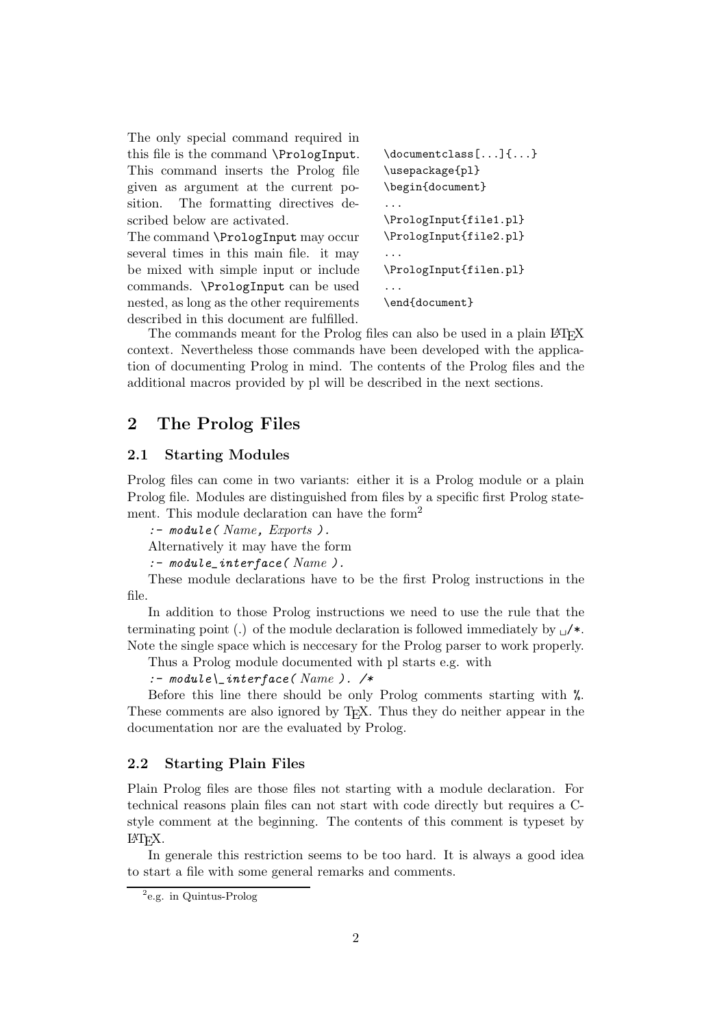The only special command required in this file is the command `\PrologInput`. This command inserts the Prolog file given as argument at the current position. The formatting directives described below are activated.

The command `\PrologInput` may occur several times in this main file. it may be mixed with simple input or include commands. `\PrologInput` can be used nested, as long as the other requirements described in this document are fulfilled.

```
\documentclass[...]{...}
\usepackage{pl}
\begin{document}
...
\PrologInput{file1.pl}
\PrologInput{file2.pl}
...
\PrologInput{filen.pl}
...
\end{document}
```

The commands meant for the Prolog files can also be used in a plain LaTeX context. Nevertheless those commands have been developed with the application of documenting Prolog in mind. The contents of the Prolog files and the additional macros provided by pl will be described in the next sections.

## 2 The Prolog Files

### 2.1 Starting Modules

Prolog files can come in two variants: either it is a Prolog module or a plain Prolog file. Modules are distinguished from files by a specific first Prolog statement. This module declaration can have the form[2]

`:- module(` *Name*`,` *Exports* `).`

Alternatively it may have the form

`:- module_interface(` *Name* `).`

These module declarations have to be the first Prolog instructions in the file.

In addition to those Prolog instructions we need to use the rule that the terminating point (.) of the module declaration is followed immediately by ␣`/*`. Note the single space which is neccesary for the Prolog parser to work properly.

Thus a Prolog module documented with pl starts e.g. with

`:- module\_interface(` *Name* `). /*`

Before this line there should be only Prolog comments starting with `%`. These comments are also ignored by TeX. Thus they do neither appear in the documentation nor are the evaluated by Prolog.

### 2.2 Starting Plain Files

Plain Prolog files are those files not starting with a module declaration. For technical reasons plain files can not start with code directly but requires a C-style comment at the beginning. The contents of this comment is typeset by LaTeX.

In generale this restriction seems to be too hard. It is always a good idea to start a file with some general remarks and comments.

[2] e.g. in Quintus-Prolog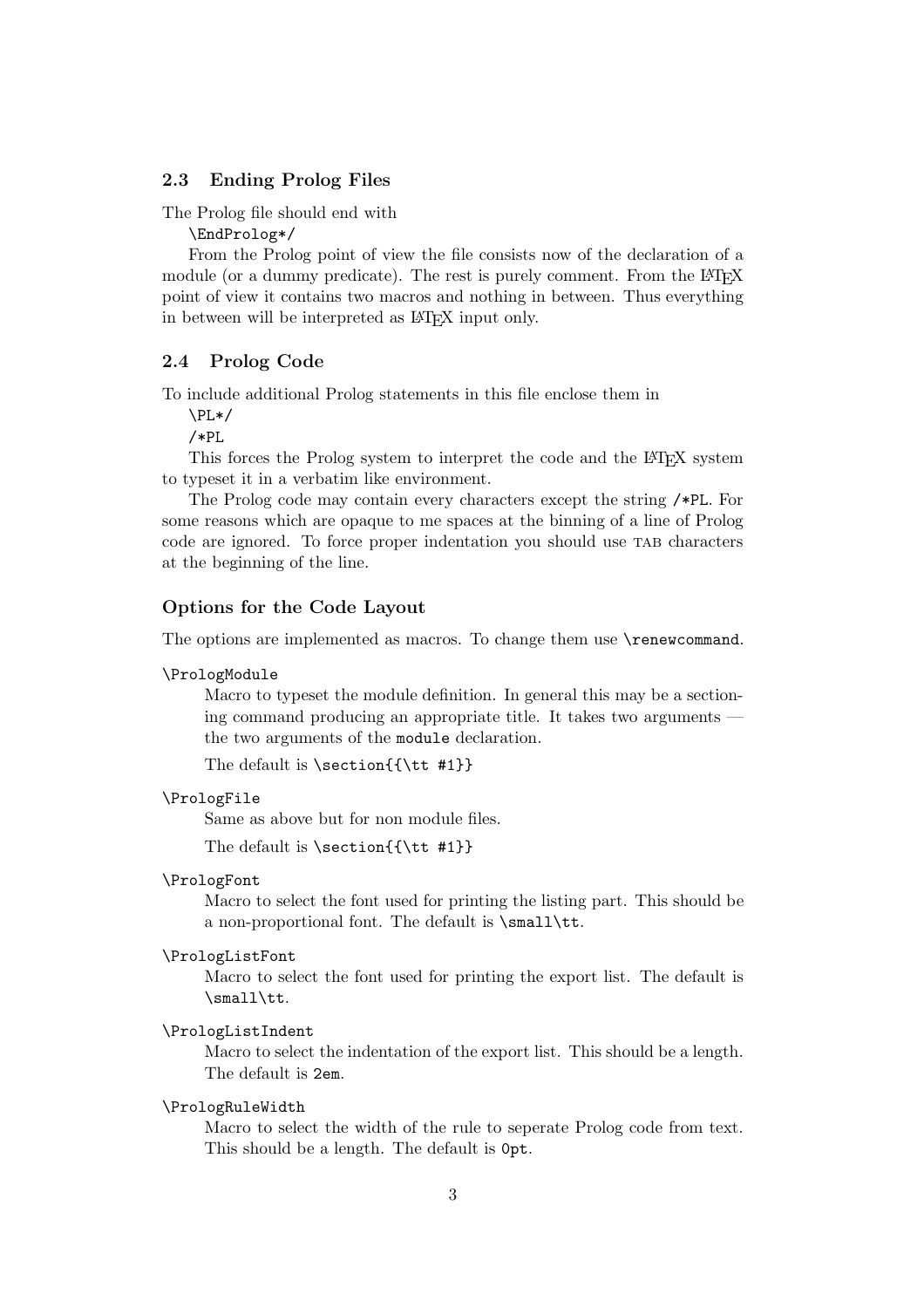### 2.3 Ending Prolog Files

The Prolog file should end with

```
\EndProlog*/
```

From the Prolog point of view the file consists now of the declaration of a module (or a dummy predicate). The rest is purely comment. From the LaTeX point of view it contains two macros and nothing in between. Thus everything in between will be interpreted as LaTeX input only.

### 2.4 Prolog Code

To include additional Prolog statements in this file enclose them in

```
\PL*/
/*PL
```

This forces the Prolog system to interpret the code and the LaTeX system to typeset it in a verbatim like environment.

The Prolog code may contain every characters except the string `/*PL`. For some reasons which are opaque to me spaces at the binning of a line of Prolog code are ignored. To force proper indentation you should use TAB characters at the beginning of the line.

#### Options for the Code Layout

The options are implemented as macros. To change them use `\renewcommand`.

`\PrologModule`

Macro to typeset the module definition. In general this may be a sectioning command producing an appropriate title. It takes two arguments — the two arguments of the `module` declaration.

The default is `\section{{\tt #1}}`

`\PrologFile`

Same as above but for non module files.

The default is `\section{{\tt #1}}`

`\PrologFont`

Macro to select the font used for printing the listing part. This should be a non-proportional font. The default is `\small\tt`.

`\PrologListFont`

Macro to select the font used for printing the export list. The default is `\small\tt`.

`\PrologListIndent`

Macro to select the indentation of the export list. This should be a length. The default is `2em`.

`\PrologRuleWidth`

Macro to select the width of the rule to seperate Prolog code from text. This should be a length. The default is `0pt`.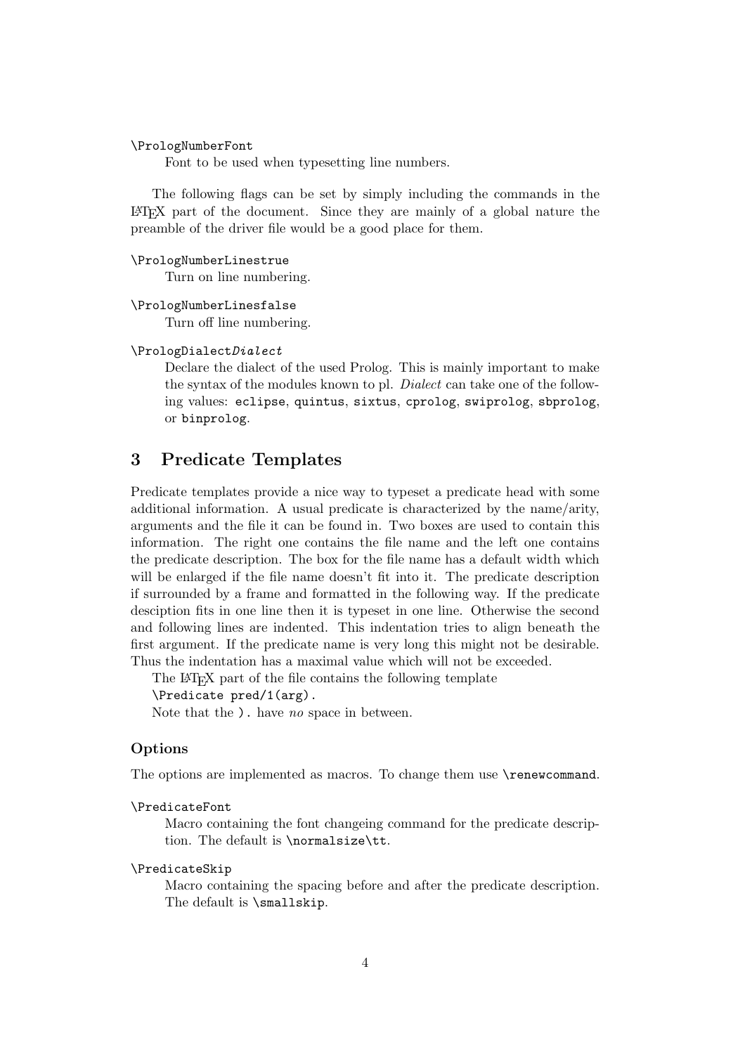`\PrologNumberFont`
: Font to be used when typesetting line numbers.

The following flags can be set by simply including the commands in the LaTeX part of the document. Since they are mainly of a global nature the preamble of the driver file would be a good place for them.

`\PrologNumberLinestrue`
: Turn on line numbering.

`\PrologNumberLinesfalse`
: Turn off line numbering.

`\PrologDialect`*`Dialect`*
: Declare the dialect of the used Prolog. This is mainly important to make the syntax of the modules known to pl. *Dialect* can take one of the following values: `eclipse`, `quintus`, `sixtus`, `cprolog`, `swiprolog`, `sbprolog`, or `binprolog`.

## 3 Predicate Templates

Predicate templates provide a nice way to typeset a predicate head with some additional information. A usual predicate is characterized by the name/arity, arguments and the file it can be found in. Two boxes are used to contain this information. The right one contains the file name and the left one contains the predicate description. The box for the file name has a default width which will be enlarged if the file name doesn't fit into it. The predicate description if surrounded by a frame and formatted in the following way. If the predicate desciption fits in one line then it is typeset in one line. Otherwise the second and following lines are indented. This indentation tries to align beneath the first argument. If the predicate name is very long this might not be desirable. Thus the indentation has a maximal value which will not be exceeded.

The LaTeX part of the file contains the following template
`\Predicate pred/1(arg).`
Note that the `).` have *no* space in between.

### Options

The options are implemented as macros. To change them use `\renewcommand`.

`\PredicateFont`
: Macro containing the font changeing command for the predicate description. The default is `\normalsize\tt`.

`\PredicateSkip`
: Macro containing the spacing before and after the predicate description. The default is `\smallskip`.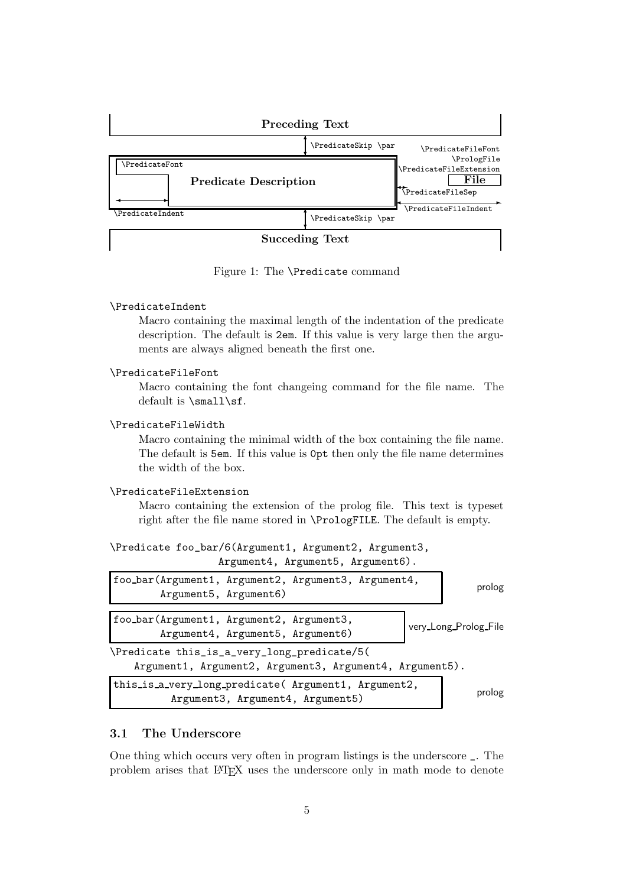Preceding Text

\PredicateSkip \par

\PredicateFileFont
\PrologFile
\PredicateFileExtension

\PredicateFont

**Predicate Description**

**File**

\PredicateFileSep

\PredicateIndent

\PredicateFileIndent

\PredicateSkip \par

Succeding Text

Figure 1: The `\Predicate` command

`\PredicateIndent`
: Macro containing the maximal length of the indentation of the predicate description. The default is `2em`. If this value is very large then the arguments are always aligned beneath the first one.

`\PredicateFileFont`
: Macro containing the font changeing command for the file name. The default is `\small\sf`.

`\PredicateFileWidth`
: Macro containing the minimal width of the box containing the file name. The default is `5em`. If this value is `0pt` then only the file name determines the width of the box.

`\PredicateFileExtension`
: Macro containing the extension of the prolog file. This text is typeset right after the file name stored in `\PrologFILE`. The default is empty.

```
\Predicate foo_bar/6(Argument1, Argument2, Argument3,
                     Argument4, Argument5, Argument6).
```

```
foo_bar(Argument1, Argument2, Argument3, Argument4,
        Argument5, Argument6)                              prolog
```

```
foo_bar(Argument1, Argument2, Argument3,
        Argument4, Argument5, Argument6)          very_Long_Prolog_File
```

```
\Predicate this_is_a_very_long_predicate/5(
    Argument1, Argument2, Argument3, Argument4, Argument5).
```

```
this_is_a_very_long_predicate( Argument1, Argument2,
          Argument3, Argument4, Argument5)                 prolog
```

### 3.1 The Underscore

One thing which occurs very often in program listings is the underscore `_`. The problem arises that LaTeX uses the underscore only in math mode to denote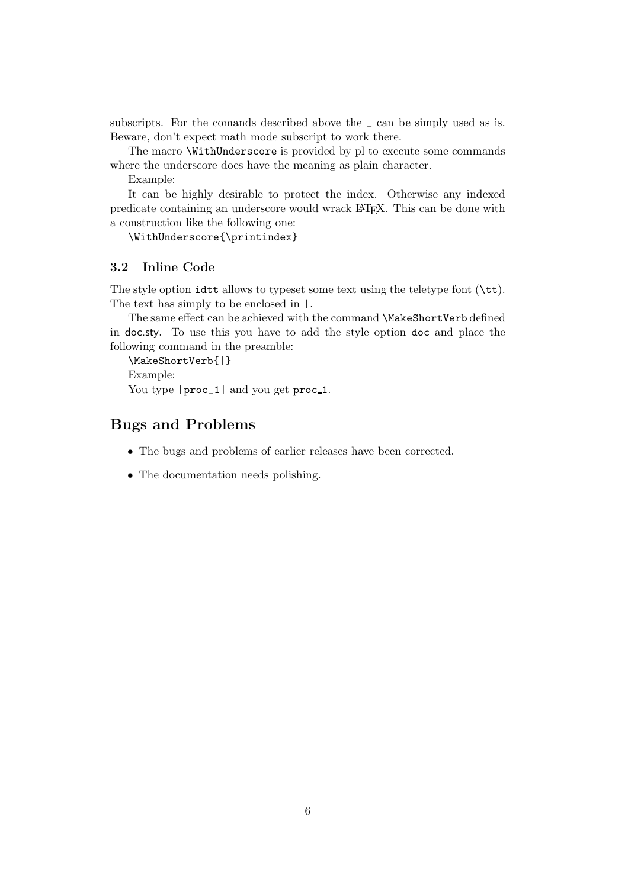subscripts. For the comands described above the _ can be simply used as is. Beware, don't expect math mode subscript to work there.

The macro `\WithUnderscore` is provided by pl to execute some commands where the underscore does have the meaning as plain character.

Example:

It can be highly desirable to protect the index. Otherwise any indexed predicate containing an underscore would wrack LaTeX. This can be done with a construction like the following one:

```
\WithUnderscore{\printindex}
```

### 3.2 Inline Code

The style option `idtt` allows to typeset some text using the teletype font (`\tt`). The text has simply to be enclosed in `|`.

The same effect can be achieved with the command `\MakeShortVerb` defined in doc.sty. To use this you have to add the style option `doc` and place the following command in the preamble:

```
\MakeShortVerb{|}
```

Example:

You type `|proc_1|` and you get `proc_1`.

## Bugs and Problems

- The bugs and problems of earlier releases have been corrected.
- The documentation needs polishing.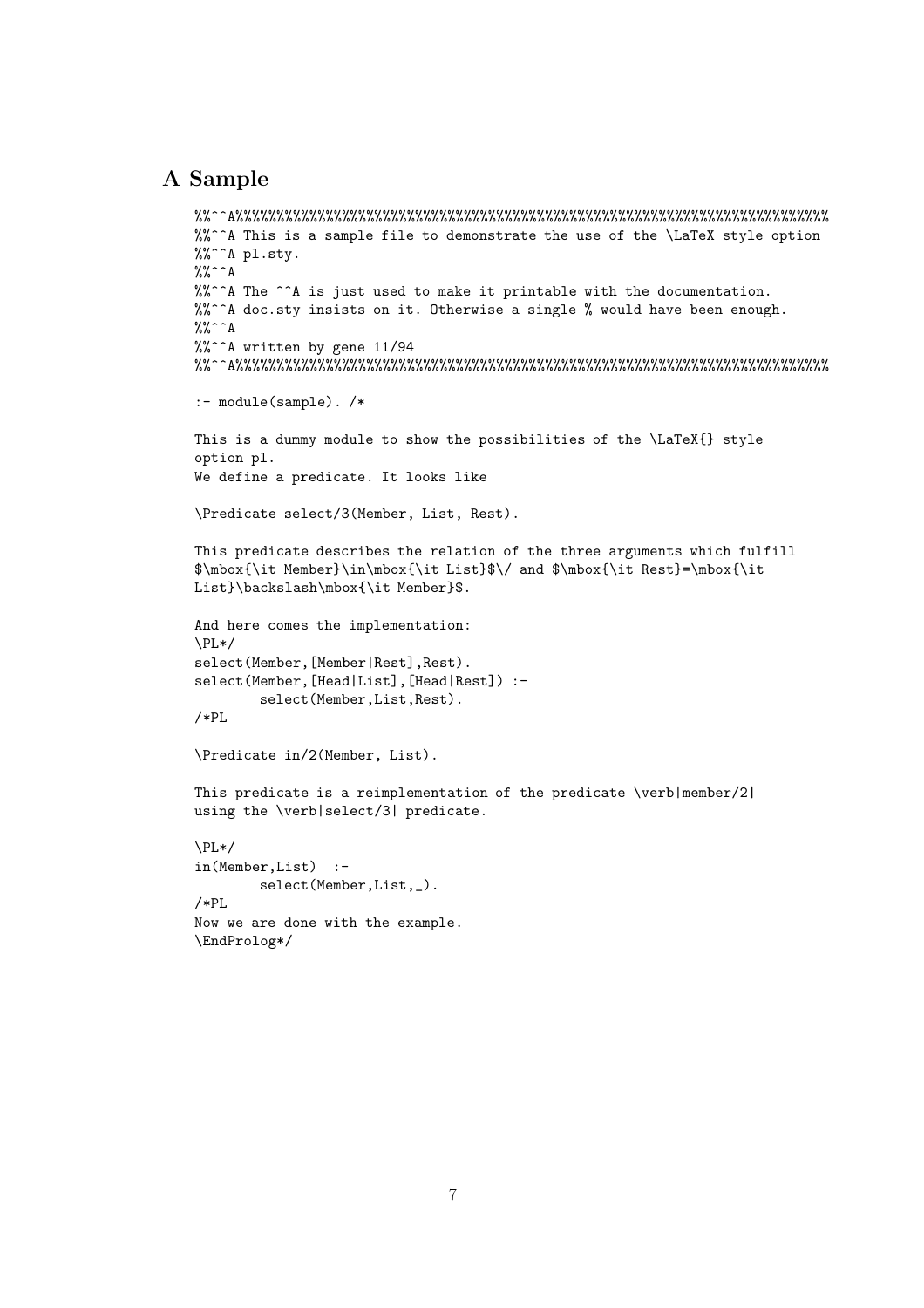## A Sample

```
%%^^A%%%%%%%%%%%%%%%%%%%%%%%%%%%%%%%%%%%%%%%%%%%%%%%%%%%%%%%%%%%%%%%%%%%%%%%%
%%^^A This is a sample file to demonstrate the use of the \LaTeX style option
%%^^A pl.sty.
%%^^A
%%^^A The ^^A is just used to make it printable with the documentation.
%%^^A doc.sty insists on it. Otherwise a single % would have been enough.
%%^^A
%%^^A written by gene 11/94
%%^^A%%%%%%%%%%%%%%%%%%%%%%%%%%%%%%%%%%%%%%%%%%%%%%%%%%%%%%%%%%%%%%%%%%%%%%%%

:- module(sample). /*

This is a dummy module to show the possibilities of the \LaTeX{} style
option pl.
We define a predicate. It looks like

\Predicate select/3(Member, List, Rest).

This predicate describes the relation of the three arguments which fulfill
$\mbox{\it Member}\in\mbox{\it List}$\/ and $\mbox{\it Rest}=\mbox{\it
List}\backslash\mbox{\it Member}$.

And here comes the implementation:
\PL*/
select(Member,[Member|Rest],Rest).
select(Member,[Head|List],[Head|Rest]) :-
        select(Member,List,Rest).
/*PL

\Predicate in/2(Member, List).

This predicate is a reimplementation of the predicate \verb|member/2|
using the \verb|select/3| predicate.

\PL*/
in(Member,List)  :-
        select(Member,List,_).
/*PL
Now we are done with the example.
\EndProlog*/
```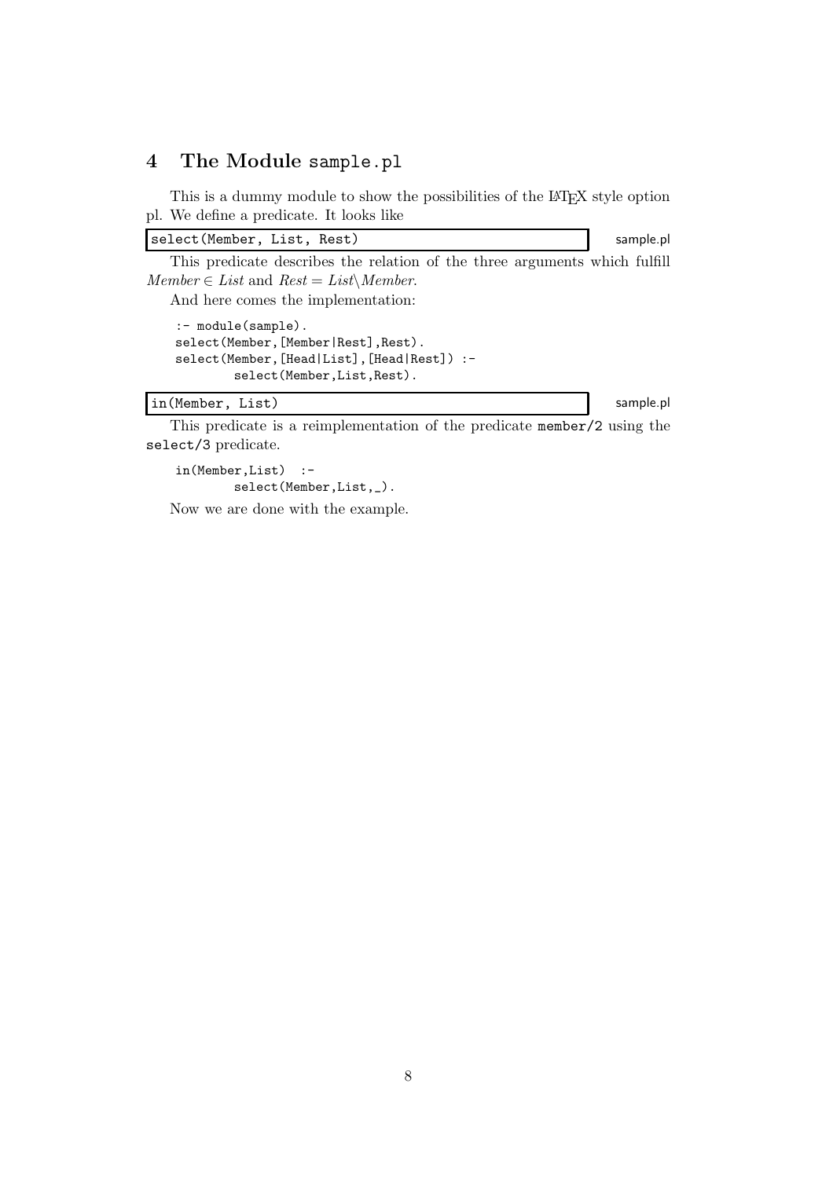## 4 The Module `sample.pl`

This is a dummy module to show the possibilities of the LaTeX style option pl. We define a predicate. It looks like

```
select(Member, List, Rest)
```
sample.pl

This predicate describes the relation of the three arguments which fulfill $Member \in List$ and $Rest = List \backslash Member$.

And here comes the implementation:

```
:- module(sample).
select(Member,[Member|Rest],Rest).
select(Member,[Head|List],[Head|Rest]) :-
        select(Member,List,Rest).
```

```
in(Member, List)
```
sample.pl

This predicate is a reimplementation of the predicate `member/2` using the `select/3` predicate.

```
in(Member,List)  :-
        select(Member,List,_).
```

Now we are done with the example.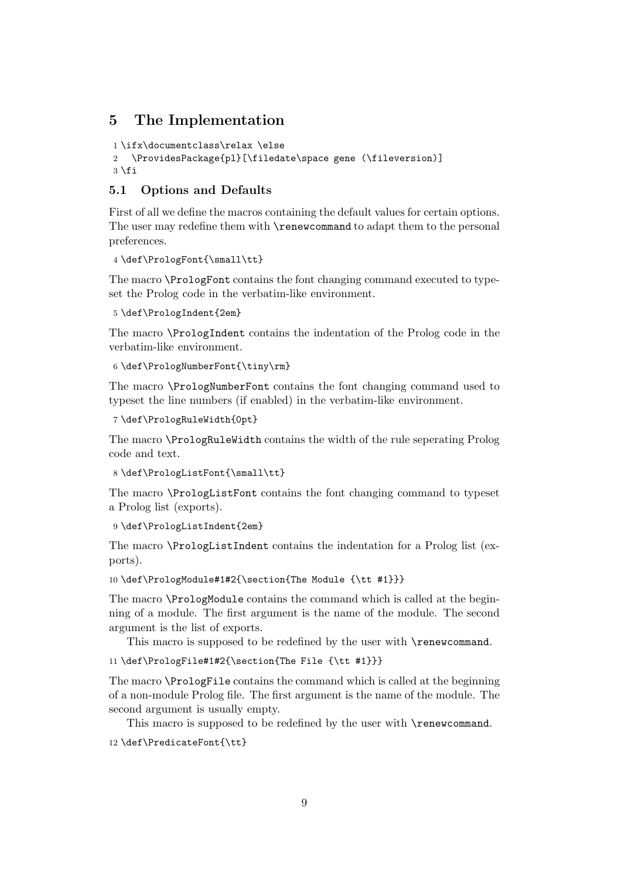# 5 The Implementation

```
1 \ifx\documentclass\relax \else
2   \ProvidesPackage{pl}[\filedate\space gene (\fileversion)]
3 \fi
```

## 5.1 Options and Defaults

First of all we define the macros containing the default values for certain options. The user may redefine them with `\renewcommand` to adapt them to the personal preferences.

```
4 \def\PrologFont{\small\tt}
```

The macro `\PrologFont` contains the font changing command executed to typeset the Prolog code in the verbatim-like environment.

```
5 \def\PrologIndent{2em}
```

The macro `\PrologIndent` contains the indentation of the Prolog code in the verbatim-like environment.

```
6 \def\PrologNumberFont{\tiny\rm}
```

The macro `\PrologNumberFont` contains the font changing command used to typeset the line numbers (if enabled) in the verbatim-like environment.

```
7 \def\PrologRuleWidth{0pt}
```

The macro `\PrologRuleWidth` contains the width of the rule seperating Prolog code and text.

```
8 \def\PrologListFont{\small\tt}
```

The macro `\PrologListFont` contains the font changing command to typeset a Prolog list (exports).

```
9 \def\PrologListIndent{2em}
```

The macro `\PrologListIndent` contains the indentation for a Prolog list (exports).

```
10 \def\PrologModule#1#2{\section{The Module {\tt #1}}}
```

The macro `\PrologModule` contains the command which is called at the beginning of a module. The first argument is the name of the module. The second argument is the list of exports.

This macro is supposed to be redefined by the user with `\renewcommand`.

```
11 \def\PrologFile#1#2{\section{The File {\tt #1}}}
```

The macro `\PrologFile` contains the command which is called at the beginning of a non-module Prolog file. The first argument is the name of the module. The second argument is usually empty.

This macro is supposed to be redefined by the user with `\renewcommand`.

```
12 \def\PredicateFont{\tt}
```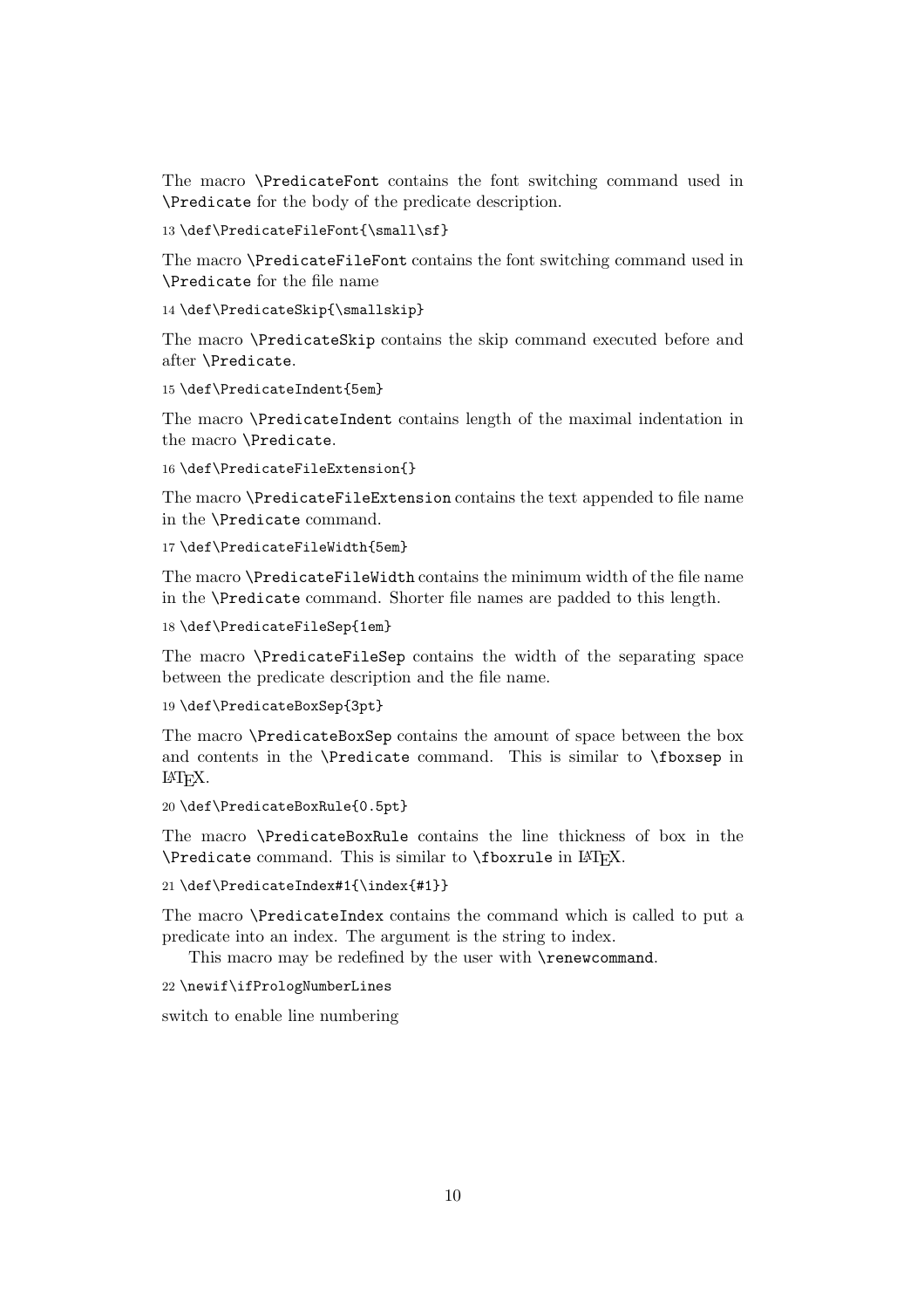The macro `\PredicateFont` contains the font switching command used in `\Predicate` for the body of the predicate description.

```
13 \def\PredicateFileFont{\small\sf}
```

The macro `\PredicateFileFont` contains the font switching command used in `\Predicate` for the file name

```
14 \def\PredicateSkip{\smallskip}
```

The macro `\PredicateSkip` contains the skip command executed before and after `\Predicate`.

```
15 \def\PredicateIndent{5em}
```

The macro `\PredicateIndent` contains length of the maximal indentation in the macro `\Predicate`.

```
16 \def\PredicateFileExtension{}
```

The macro `\PredicateFileExtension` contains the text appended to file name in the `\Predicate` command.

```
17 \def\PredicateFileWidth{5em}
```

The macro `\PredicateFileWidth` contains the minimum width of the file name in the `\Predicate` command. Shorter file names are padded to this length.

```
18 \def\PredicateFileSep{1em}
```

The macro `\PredicateFileSep` contains the width of the separating space between the predicate description and the file name.

```
19 \def\PredicateBoxSep{3pt}
```

The macro `\PredicateBoxSep` contains the amount of space between the box and contents in the `\Predicate` command. This is similar to `\fboxsep` in LaTeX.

```
20 \def\PredicateBoxRule{0.5pt}
```

The macro `\PredicateBoxRule` contains the line thickness of box in the `\Predicate` command. This is similar to `\fboxrule` in LaTeX.

```
21 \def\PredicateIndex#1{\index{#1}}
```

The macro `\PredicateIndex` contains the command which is called to put a predicate into an index. The argument is the string to index.

This macro may be redefined by the user with `\renewcommand`.

```
22 \newif\ifPrologNumberLines
```

switch to enable line numbering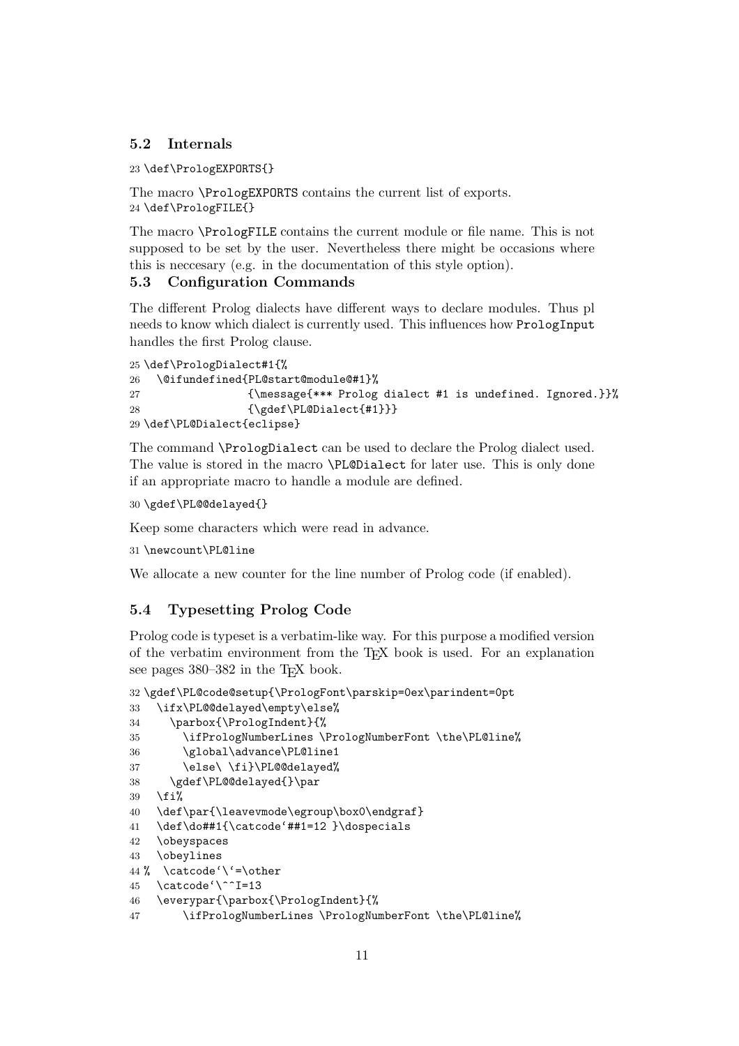### 5.2 Internals

```
23 \def\PrologEXPORTS{}
```

The macro `\PrologEXPORTS` contains the current list of exports.

```
24 \def\PrologFILE{}
```

The macro `\PrologFILE` contains the current module or file name. This is not supposed to be set by the user. Nevertheless there might be occasions where this is neccesary (e.g. in the documentation of this style option).

### 5.3 Configuration Commands

The different Prolog dialects have different ways to declare modules. Thus pl needs to know which dialect is currently used. This influences how `PrologInput` handles the first Prolog clause.

```
25 \def\PrologDialect#1{%
26   \@ifundefined{PL@start@module@#1}%
27               {\message{*** Prolog dialect #1 is undefined. Ignored.}}%
28               {\gdef\PL@Dialect{#1}}}
29 \def\PL@Dialect{eclipse}
```

The command `\PrologDialect` can be used to declare the Prolog dialect used. The value is stored in the macro `\PL@Dialect` for later use. This is only done if an appropriate macro to handle a module are defined.

```
30 \gdef\PL@@delayed{}
```

Keep some characters which were read in advance.

```
31 \newcount\PL@line
```

We allocate a new counter for the line number of Prolog code (if enabled).

### 5.4 Typesetting Prolog Code

Prolog code is typeset is a verbatim-like way. For this purpose a modified version of the verbatim environment from the TEX book is used. For an explanation see pages 380–382 in the TEX book.

```
32 \gdef\PL@code@setup{\PrologFont\parskip=0ex\parindent=0pt
33   \ifx\PL@@delayed\empty\else%
34     \parbox{\PrologIndent}{%
35       \ifPrologNumberLines \PrologNumberFont \the\PL@line%
36       \global\advance\PL@line1
37       \else\ \fi}\PL@@delayed%
38     \gdef\PL@@delayed{}\par
39   \fi%
40   \def\par{\leavevmode\egroup\box0\endgraf}
41   \def\do##1{\catcode`##1=12 }\dospecials
42   \obeyspaces
43   \obeylines
44 % \catcode`\`=\other
45   \catcode`\^^I=13
46   \everypar{\parbox{\PrologIndent}{%
47       \ifPrologNumberLines \PrologNumberFont \the\PL@line%
```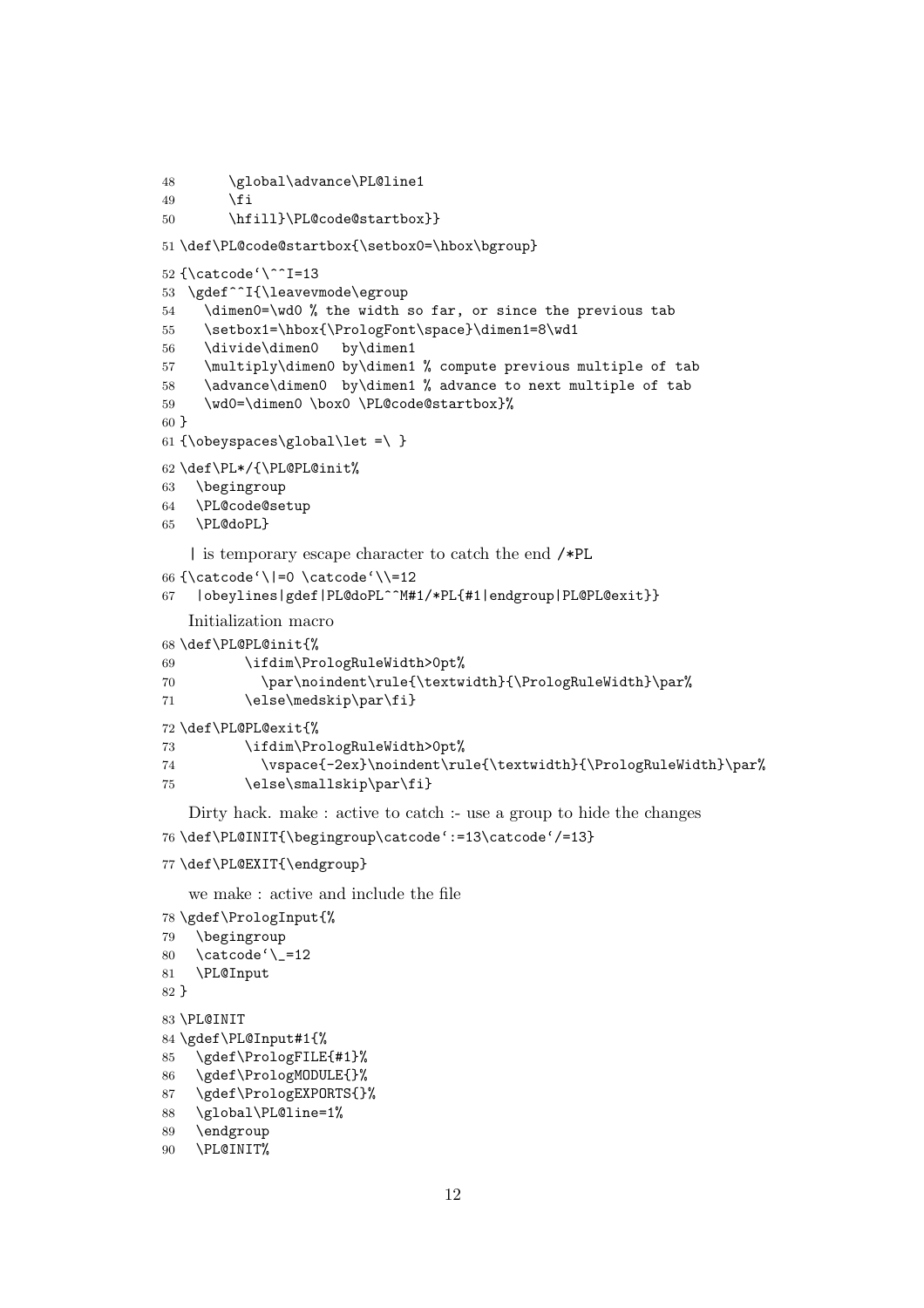```
48        \global\advance\PL@line1
49        \fi
50        \hfill}\PL@code@startbox}}
51 \def\PL@code@startbox{\setbox0=\hbox\bgroup}
52 {\catcode`\^^I=13
53  \gdef^^I{\leavevmode\egroup
54    \dimen0=\wd0 % the width so far, or since the previous tab
55    \setbox1=\hbox{\PrologFont\space}\dimen1=8\wd1
56    \divide\dimen0   by\dimen1
57    \multiply\dimen0 by\dimen1 % compute previous multiple of tab
58    \advance\dimen0  by\dimen1 % advance to next multiple of tab
59    \wd0=\dimen0 \box0 \PL@code@startbox}%
60 }
61 {\obeyspaces\global\let =\ }
62 \def\PL*/{\PL@PL@init%
63   \begingroup
64   \PL@code@setup
65   \PL@doPL}
```

| is temporary escape character to catch the end /*PL

```
66 {\catcode`\|=0 \catcode`\\=12
67   |obeylines|gdef|PL@doPL^^M#1/*PL{#1|endgroup|PL@PL@exit}}
```

Initialization macro

```
68 \def\PL@PL@init{%
69         \ifdim\PrologRuleWidth>0pt%
70           \par\noindent\rule{\textwidth}{\PrologRuleWidth}\par%
71         \else\medskip\par\fi}
72 \def\PL@PL@exit{%
73         \ifdim\PrologRuleWidth>0pt%
74           \vspace{-2ex}\noindent\rule{\textwidth}{\PrologRuleWidth}\par%
75         \else\smallskip\par\fi}
```

Dirty hack. make : active to catch :- use a group to hide the changes

```
76 \def\PL@INIT{\begingroup\catcode`:=13\catcode`/=13}
77 \def\PL@EXIT{\endgroup}
```

we make : active and include the file

```
78 \gdef\PrologInput{%
79   \begingroup
80   \catcode`\_=12
81   \PL@Input
82 }
83 \PL@INIT
84 \gdef\PL@Input#1{%
85   \gdef\PrologFILE{#1}%
86   \gdef\PrologMODULE{}%
87   \gdef\PrologEXPORTS{}%
88   \global\PL@line=1%
89   \endgroup
90   \PL@INIT%
```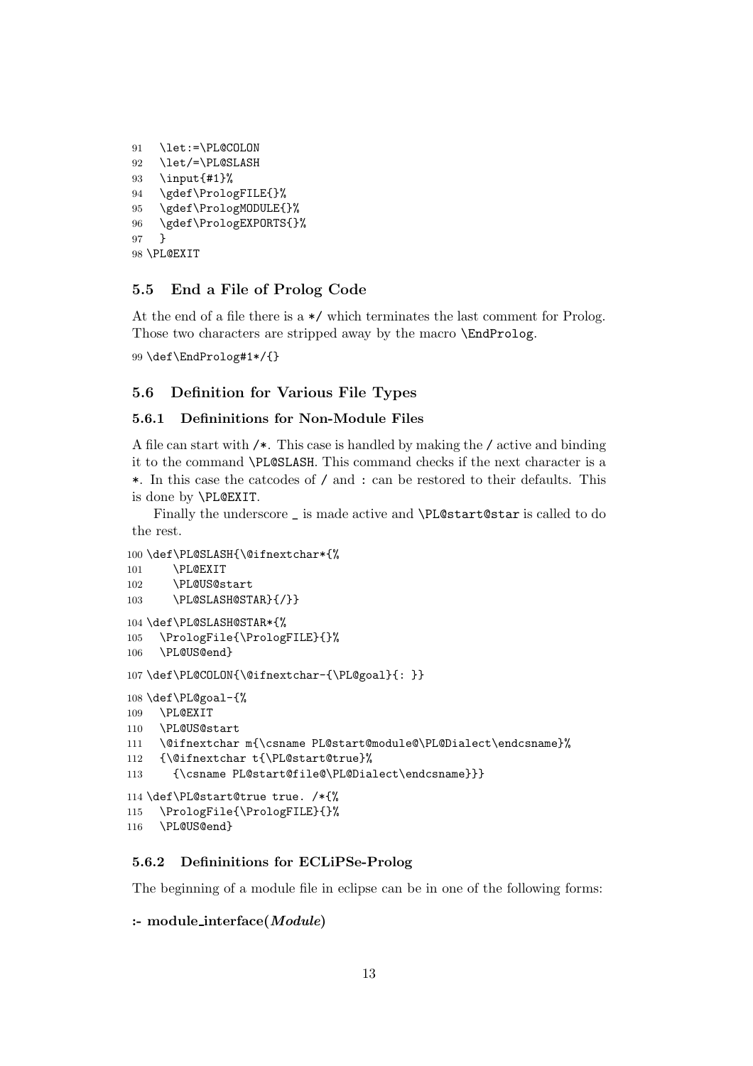```
91   \let:=\PL@COLON
92   \let/=\PL@SLASH
93   \input{#1}%
94   \gdef\PrologFILE{}%
95   \gdef\PrologMODULE{}%
96   \gdef\PrologEXPORTS{}%
97   }
98 \PL@EXIT
```

### 5.5 End a File of Prolog Code

At the end of a file there is a `*/` which terminates the last comment for Prolog. Those two characters are stripped away by the macro `\EndProlog`.

```
99 \def\EndProlog#1*/{}
```

### 5.6 Definition for Various File Types

#### 5.6.1 Defininitions for Non-Module Files

A file can start with `/*`. This case is handled by making the `/` active and binding it to the command `\PL@SLASH`. This command checks if the next character is a `*`. In this case the catcodes of `/` and `:` can be restored to their defaults. This is done by `\PL@EXIT`.

Finally the underscore `_` is made active and `\PL@start@star` is called to do the rest.

```
100 \def\PL@SLASH{\@ifnextchar*{%
101     \PL@EXIT
102     \PL@US@start
103     \PL@SLASH@STAR}{/}}
104 \def\PL@SLASH@STAR*{%
105   \PrologFile{\PrologFILE}{}%
106   \PL@US@end}
107 \def\PL@COLON{\@ifnextchar-{\PL@goal}{: }}
108 \def\PL@goal-{%
109   \PL@EXIT
110   \PL@US@start
111   \@ifnextchar m{\csname PL@start@module@\PL@Dialect\endcsname}%
112   {\@ifnextchar t{\PL@start@true}%
113     {\csname PL@start@file@\PL@Dialect\endcsname}}}
114 \def\PL@start@true true. /*{%
115   \PrologFile{\PrologFILE}{}%
116   \PL@US@end}
```

#### 5.6.2 Defininitions for ECLiPSe-Prolog

The beginning of a module file in eclipse can be in one of the following forms:

**:- module_interface(*Module*)**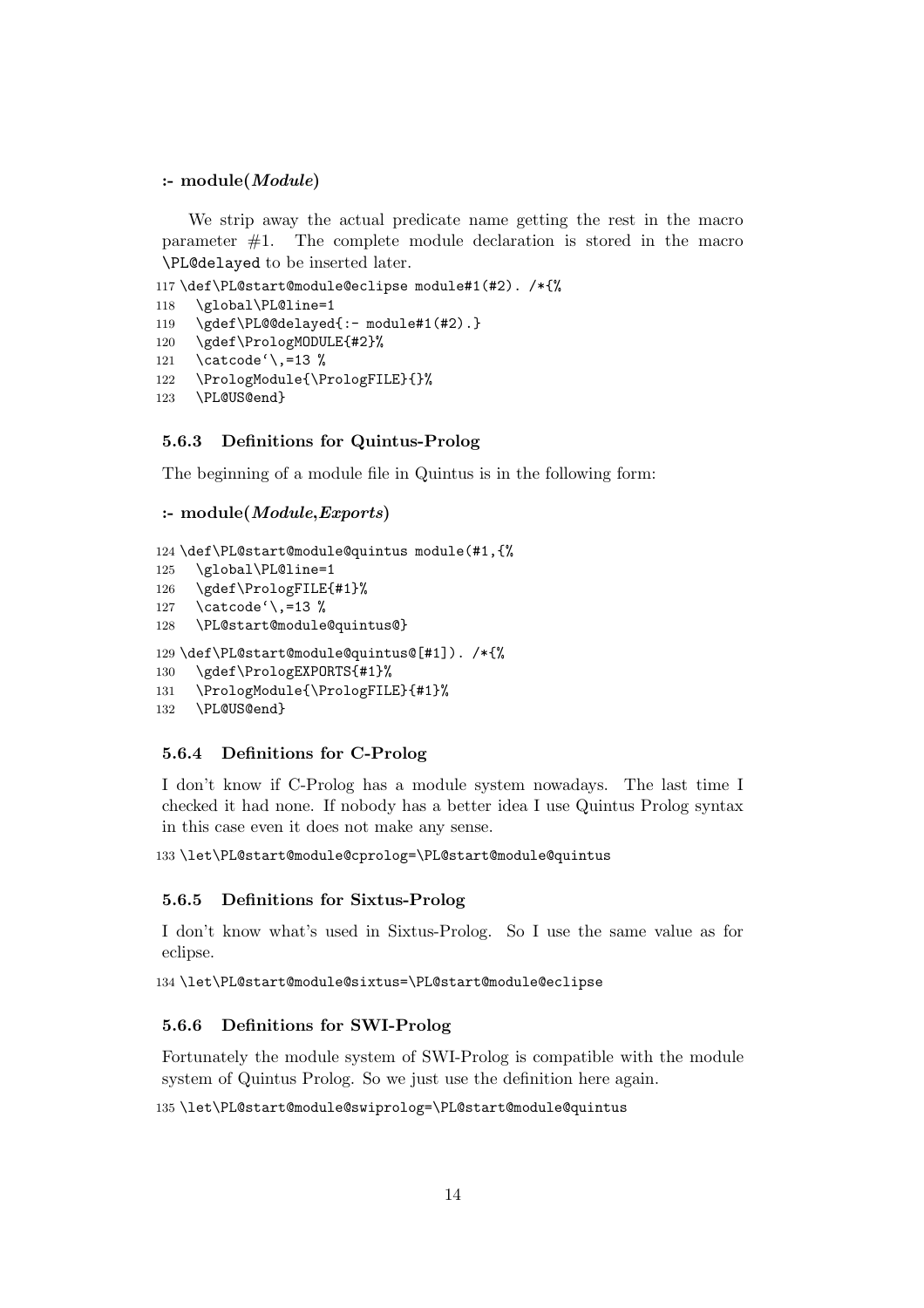**:- module(*Module*)**

We strip away the actual predicate name getting the rest in the macro parameter #1. The complete module declaration is stored in the macro `\PL@delayed` to be inserted later.

```
117 \def\PL@start@module@eclipse module#1(#2). /*{%
118   \global\PL@line=1
119   \gdef\PL@@delayed{:- module#1(#2).}
120   \gdef\PrologMODULE{#2}%
121   \catcode`\,=13 %
122   \PrologModule{\PrologFILE}{}%
123   \PL@US@end}
```

### 5.6.3 Definitions for Quintus-Prolog

The beginning of a module file in Quintus is in the following form:

**:- module(*Module*,*Exports*)**

```
124 \def\PL@start@module@quintus module(#1,{%
125   \global\PL@line=1
126   \gdef\PrologFILE{#1}%
127   \catcode`\,=13 %
128   \PL@start@module@quintus@}
129 \def\PL@start@module@quintus@[#1]). /*{%
130   \gdef\PrologEXPORTS{#1}%
131   \PrologModule{\PrologFILE}{#1}%
132   \PL@US@end}
```

### 5.6.4 Definitions for C-Prolog

I don't know if C-Prolog has a module system nowadays. The last time I checked it had none. If nobody has a better idea I use Quintus Prolog syntax in this case even it does not make any sense.

```
133 \let\PL@start@module@cprolog=\PL@start@module@quintus
```

### 5.6.5 Definitions for Sixtus-Prolog

I don't know what's used in Sixtus-Prolog. So I use the same value as for eclipse.

```
134 \let\PL@start@module@sixtus=\PL@start@module@eclipse
```

### 5.6.6 Definitions for SWI-Prolog

Fortunately the module system of SWI-Prolog is compatible with the module system of Quintus Prolog. So we just use the definition here again.

```
135 \let\PL@start@module@swiprolog=\PL@start@module@quintus
```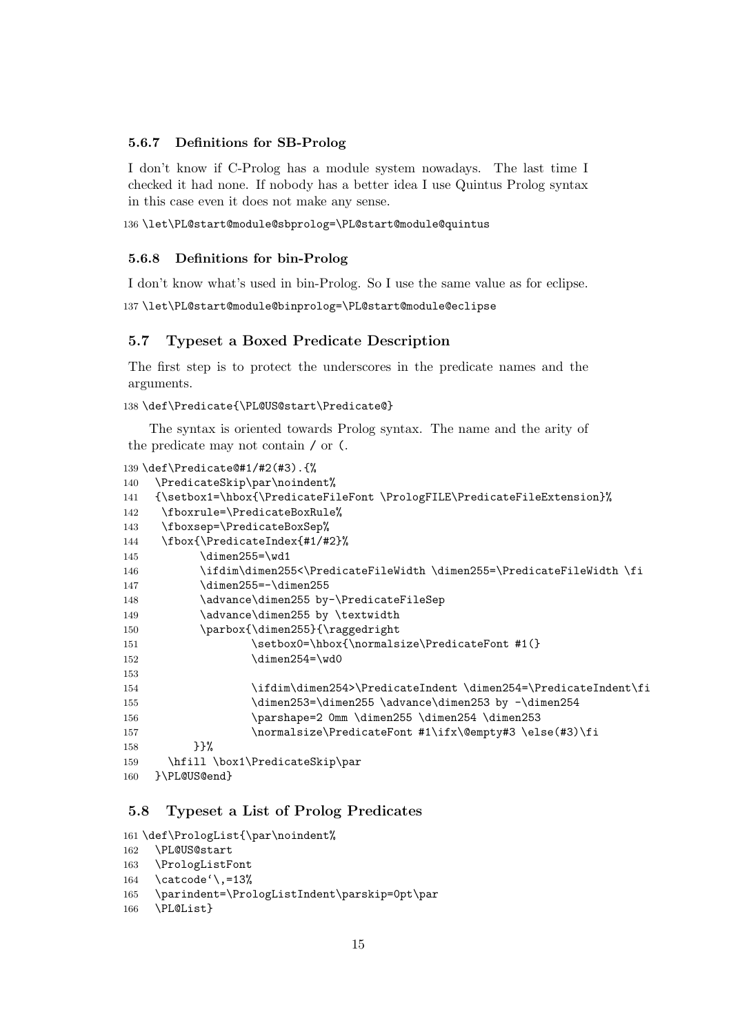### 5.6.7 Definitions for SB-Prolog

I don't know if C-Prolog has a module system nowadays. The last time I checked it had none. If nobody has a better idea I use Quintus Prolog syntax in this case even it does not make any sense.

```
136 \let\PL@start@module@sbprolog=\PL@start@module@quintus
```

### 5.6.8 Definitions for bin-Prolog

I don't know what's used in bin-Prolog. So I use the same value as for eclipse.

```
137 \let\PL@start@module@binprolog=\PL@start@module@eclipse
```

## 5.7 Typeset a Boxed Predicate Description

The first step is to protect the underscores in the predicate names and the arguments.

```
138 \def\Predicate{\PL@US@start\Predicate@}
```

The syntax is oriented towards Prolog syntax. The name and the arity of the predicate may not contain / or (.

```
139 \def\Predicate@#1/#2(#3).{%
140   \PredicateSkip\par\noindent%
141   {\setbox1=\hbox{\PredicateFileFont \PrologFILE\PredicateFileExtension}%
142    \fboxrule=\PredicateBoxRule%
143    \fboxsep=\PredicateBoxSep%
144    \fbox{\PredicateIndex{#1/#2}%
145          \dimen255=\wd1
146          \ifdim\dimen255<\PredicateFileWidth \dimen255=\PredicateFileWidth \fi
147          \dimen255=-\dimen255
148          \advance\dimen255 by-\PredicateFileSep
149          \advance\dimen255 by \textwidth
150          \parbox{\dimen255}{\raggedright
151                  \setbox0=\hbox{\normalsize\PredicateFont #1(}
152                  \dimen254=\wd0
153 
154                  \ifdim\dimen254>\PredicateIndent \dimen254=\PredicateIndent\fi
155                  \dimen253=\dimen255 \advance\dimen253 by -\dimen254
156                  \parshape=2 0mm \dimen255 \dimen254 \dimen253
157                  \normalsize\PredicateFont #1\ifx\@empty#3 \else(#3)\fi
158          }}%
159    \hfill \box1\PredicateSkip\par
160   }\PL@US@end}
```

## 5.8 Typeset a List of Prolog Predicates

```
161 \def\PrologList{\par\noindent%
162   \PL@US@start
163   \PrologListFont
164   \catcode`\,=13%
165   \parindent=\PrologListIndent\parskip=0pt\par
166   \PL@List}
```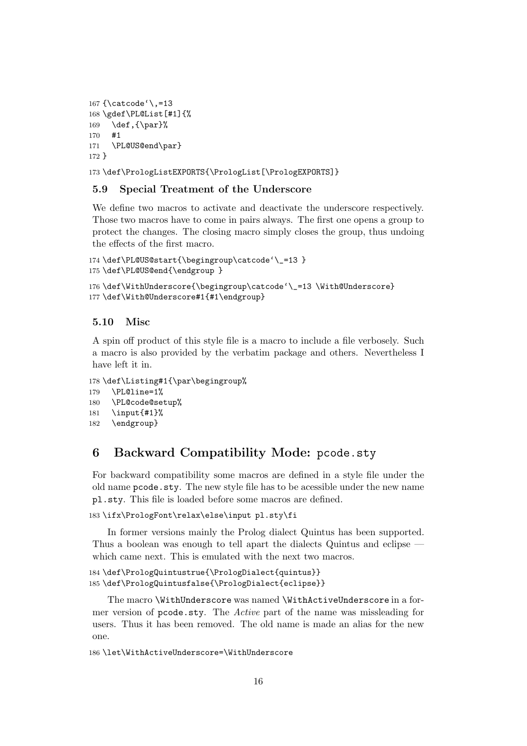```
167 {\catcode`\,=13
168 \gdef\PL@List[#1]{%
169   \def,{\par}%
170   #1
171   \PL@US@end\par}
172 }
```

```
173 \def\PrologListEXPORTS{\PrologList[\PrologEXPORTS]}
```

### 5.9 Special Treatment of the Underscore

We define two macros to activate and deactivate the underscore respectively. Those two macros have to come in pairs always. The first one opens a group to protect the changes. The closing macro simply closes the group, thus undoing the effects of the first macro.

```
174 \def\PL@US@start{\begingroup\catcode`\_=13 }
175 \def\PL@US@end{\endgroup }
```

```
176 \def\WithUnderscore{\begingroup\catcode`\_=13 \With@Underscore}
177 \def\With@Underscore#1{#1\endgroup}
```

### 5.10 Misc

A spin off product of this style file is a macro to include a file verbosely. Such a macro is also provided by the verbatim package and others. Nevertheless I have left it in.

```
178 \def\Listing#1{\par\begingroup%
179   \PL@line=1%
180   \PL@code@setup%
181   \input{#1}%
182   \endgroup}
```

## 6 Backward Compatibility Mode: pcode.sty

For backward compatibility some macros are defined in a style file under the old name pcode.sty. The new style file has to be acessible under the new name pl.sty. This file is loaded before some macros are defined.

```
183 \ifx\PrologFont\relax\else\input pl.sty\fi
```

In former versions mainly the Prolog dialect Quintus has been supported. Thus a boolean was enough to tell apart the dialects Quintus and eclipse — which came next. This is emulated with the next two macros.

```
184 \def\PrologQuintustrue{\PrologDialect{quintus}}
185 \def\PrologQuintusfalse{\PrologDialect{eclipse}}
```

The macro \WithUnderscore was named \WithActiveUnderscore in a former version of pcode.sty. The *Active* part of the name was missleading for users. Thus it has been removed. The old name is made an alias for the new one.

```
186 \let\WithActiveUnderscore=\WithUnderscore
```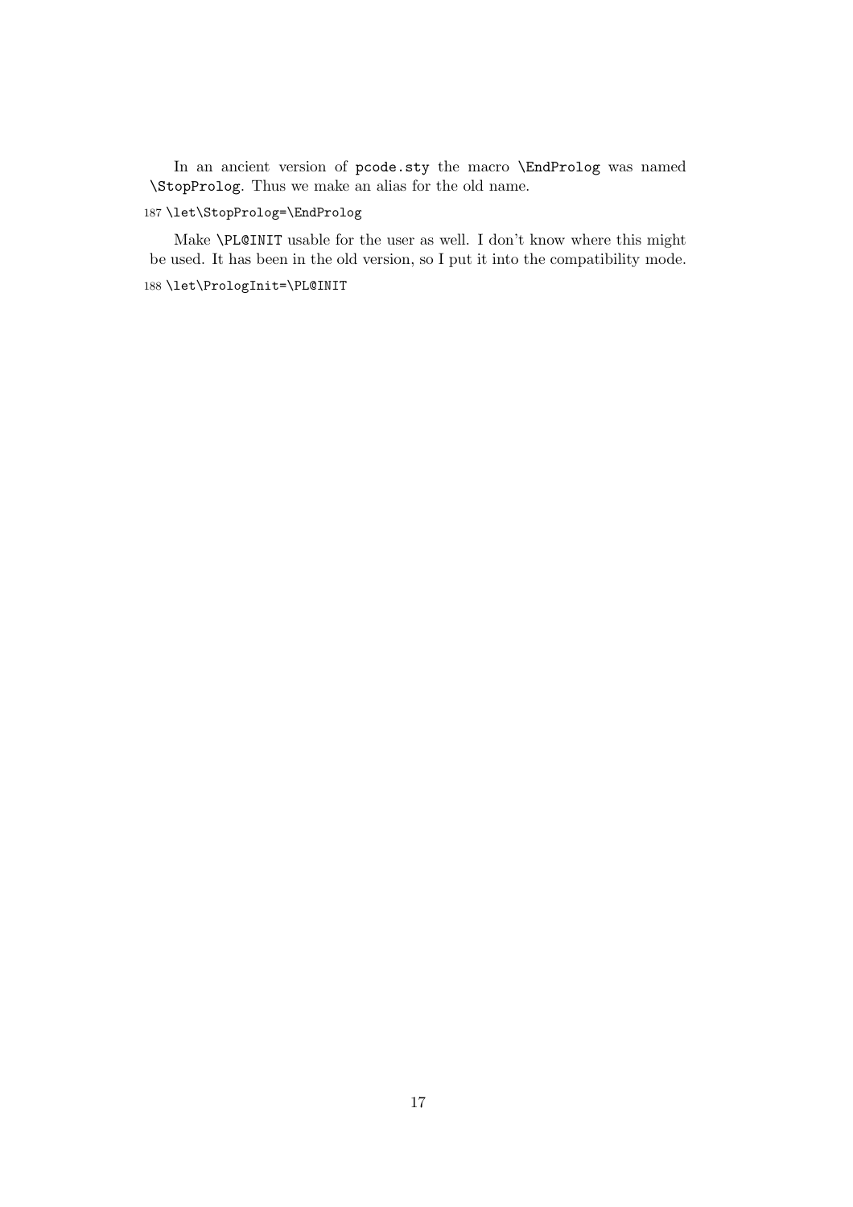In an ancient version of `pcode.sty` the macro `\EndProlog` was named `\StopProlog`. Thus we make an alias for the old name.

```
187 \let\StopProlog=\EndProlog
```

Make `\PL@INIT` usable for the user as well. I don't know where this might be used. It has been in the old version, so I put it into the compatibility mode.

```
188 \let\PrologInit=\PL@INIT
```